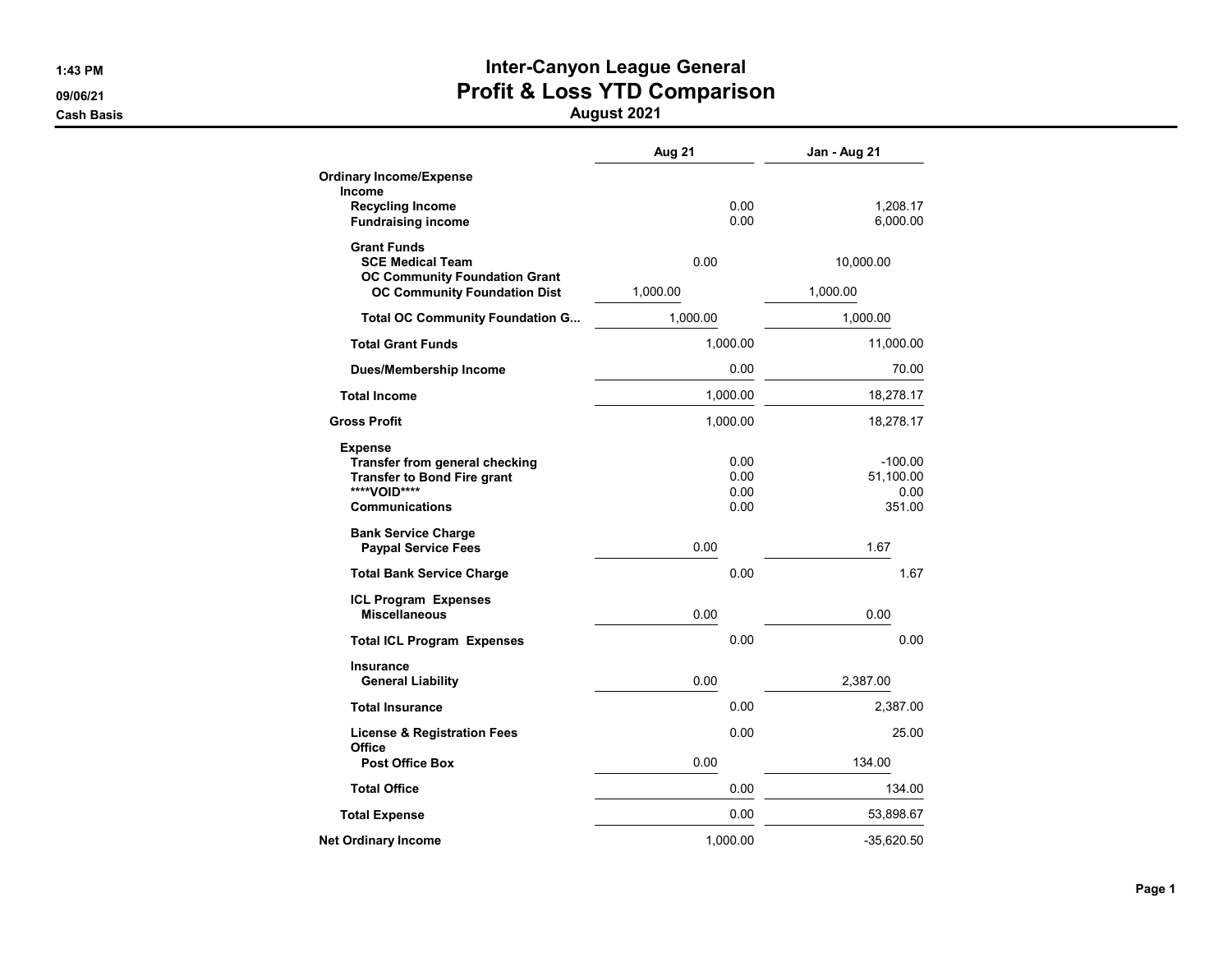# Inter-Canyon League General
## Profit & Loss YTD Comparison
### August 2021

1:43 PM
09/06/21
Cash Basis

| | Aug 21 | Jan - Aug 21 |
|---|---|---|
| **Ordinary Income/Expense** | | |
| **Income** | | |
| **Recycling Income** | 0.00 | 1,208.17 |
| **Fundraising income** | 0.00 | 6,000.00 |
| **Grant Funds** | | |
| **SCE Medical Team** | 0.00 | 10,000.00 |
| **OC Community Foundation Grant** | | |
| **OC Community Foundation Dist** | 1,000.00 | 1,000.00 |
| **Total OC Community Foundation G...** | 1,000.00 | 1,000.00 |
| **Total Grant Funds** | 1,000.00 | 11,000.00 |
| **Dues/Membership Income** | 0.00 | 70.00 |
| **Total Income** | 1,000.00 | 18,278.17 |
| **Gross Profit** | 1,000.00 | 18,278.17 |
| **Expense** | | |
| **Transfer from general checking** | 0.00 | -100.00 |
| **Transfer to Bond Fire grant** | 0.00 | 51,100.00 |
| **\*\*\*\*VOID\*\*\*\*** | 0.00 | 0.00 |
| **Communications** | 0.00 | 351.00 |
| **Bank Service Charge** | | |
| **Paypal Service Fees** | 0.00 | 1.67 |
| **Total Bank Service Charge** | 0.00 | 1.67 |
| **ICL Program Expenses** | | |
| **Miscellaneous** | 0.00 | 0.00 |
| **Total ICL Program Expenses** | 0.00 | 0.00 |
| **Insurance** | | |
| **General Liability** | 0.00 | 2,387.00 |
| **Total Insurance** | 0.00 | 2,387.00 |
| **License & Registration Fees** | 0.00 | 25.00 |
| **Office** | | |
| **Post Office Box** | 0.00 | 134.00 |
| **Total Office** | 0.00 | 134.00 |
| **Total Expense** | 0.00 | 53,898.67 |
| **Net Ordinary Income** | 1,000.00 | -35,620.50 |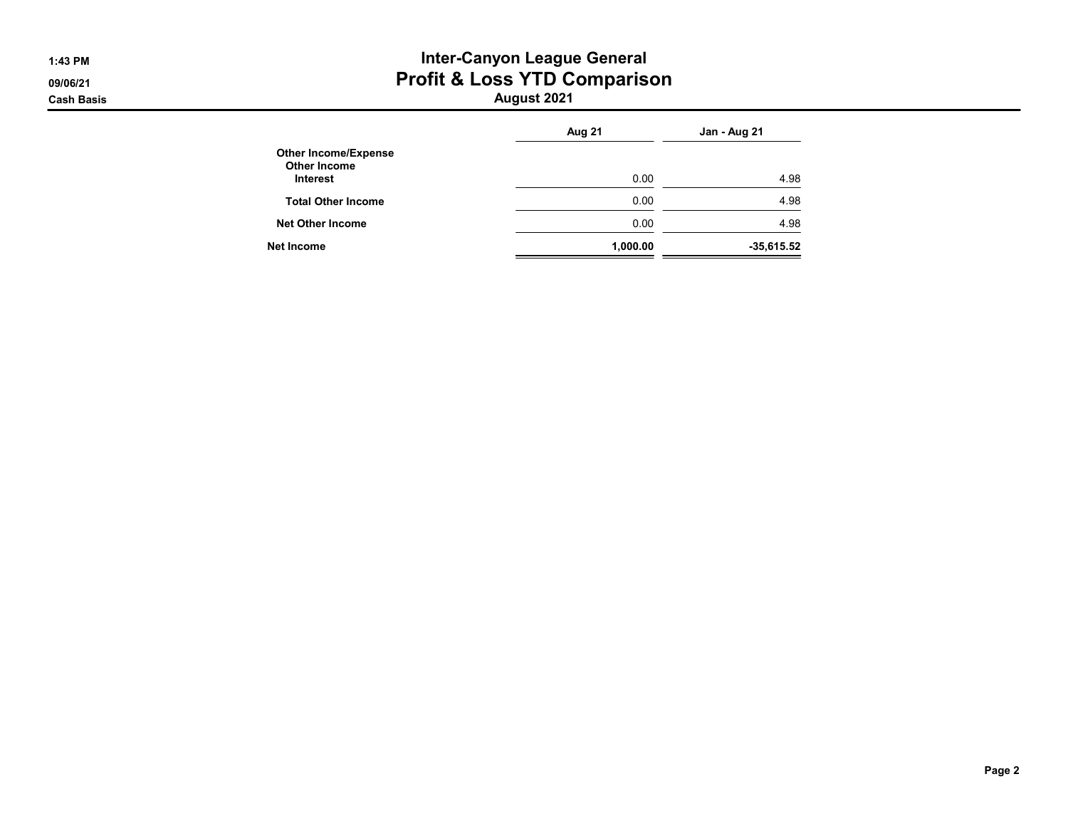# Inter-Canyon League General
## Profit & Loss YTD Comparison
### August 2021

1:43 PM
09/06/21
Cash Basis

| | Aug 21 | Jan - Aug 21 |
|---|---|---|
| **Other Income/Expense** | | |
| **Other Income** | | |
| **Interest** | 0.00 | 4.98 |
| **Total Other Income** | 0.00 | 4.98 |
| **Net Other Income** | 0.00 | 4.98 |
| **Net Income** | **1,000.00** | **-35,615.52** |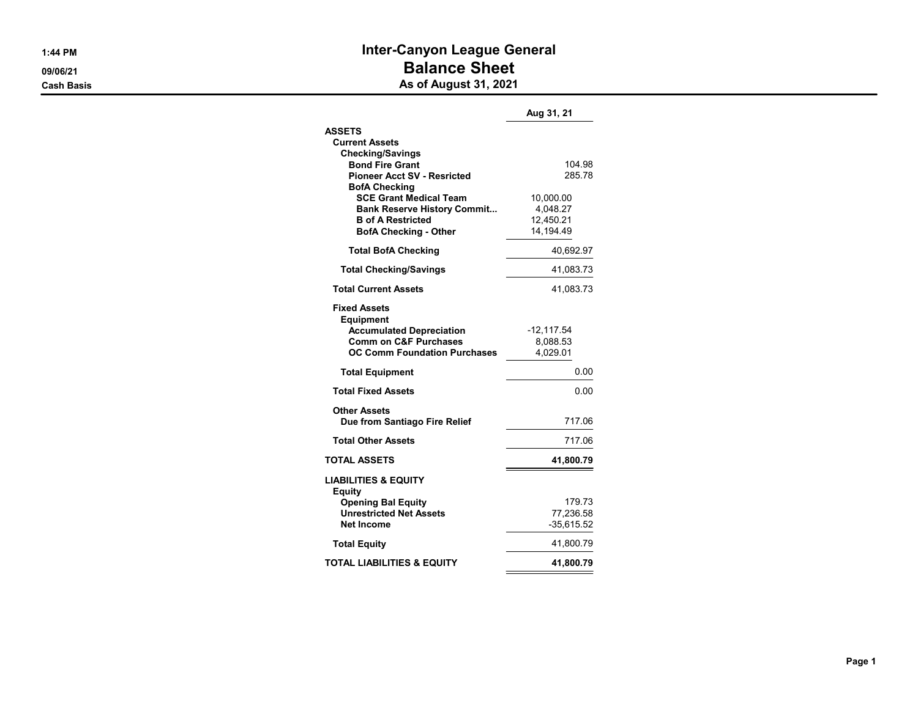1:44 PM
09/06/21
Cash Basis

# Inter-Canyon League General
## Balance Sheet
### As of August 31, 2021

| | | Aug 31, 21 |
|---|---|---|
| **ASSETS** | | |
| **Current Assets** | | |
| **Checking/Savings** | | |
| **Bond Fire Grant** | | 104.98 |
| **Pioneer Acct SV - Resricted** | | 285.78 |
| **BofA Checking** | | |
| **SCE Grant Medical Team** | 10,000.00 | |
| **Bank Reserve History Commit...** | 4,048.27 | |
| **B of A Restricted** | 12,450.21 | |
| **BofA Checking - Other** | 14,194.49 | |
| **Total BofA Checking** | | 40,692.97 |
| **Total Checking/Savings** | | 41,083.73 |
| **Total Current Assets** | | 41,083.73 |
| **Fixed Assets** | | |
| **Equipment** | | |
| **Accumulated Depreciation** | -12,117.54 | |
| **Comm on C&F Purchases** | 8,088.53 | |
| **OC Comm Foundation Purchases** | 4,029.01 | |
| **Total Equipment** | | 0.00 |
| **Total Fixed Assets** | | 0.00 |
| **Other Assets** | | |
| **Due from Santiago Fire Relief** | | 717.06 |
| **Total Other Assets** | | 717.06 |
| **TOTAL ASSETS** | | **41,800.79** |
| **LIABILITIES & EQUITY** | | |
| **Equity** | | |
| **Opening Bal Equity** | | 179.73 |
| **Unrestricted Net Assets** | | 77,236.58 |
| **Net Income** | | -35,615.52 |
| **Total Equity** | | 41,800.79 |
| **TOTAL LIABILITIES & EQUITY** | | **41,800.79** |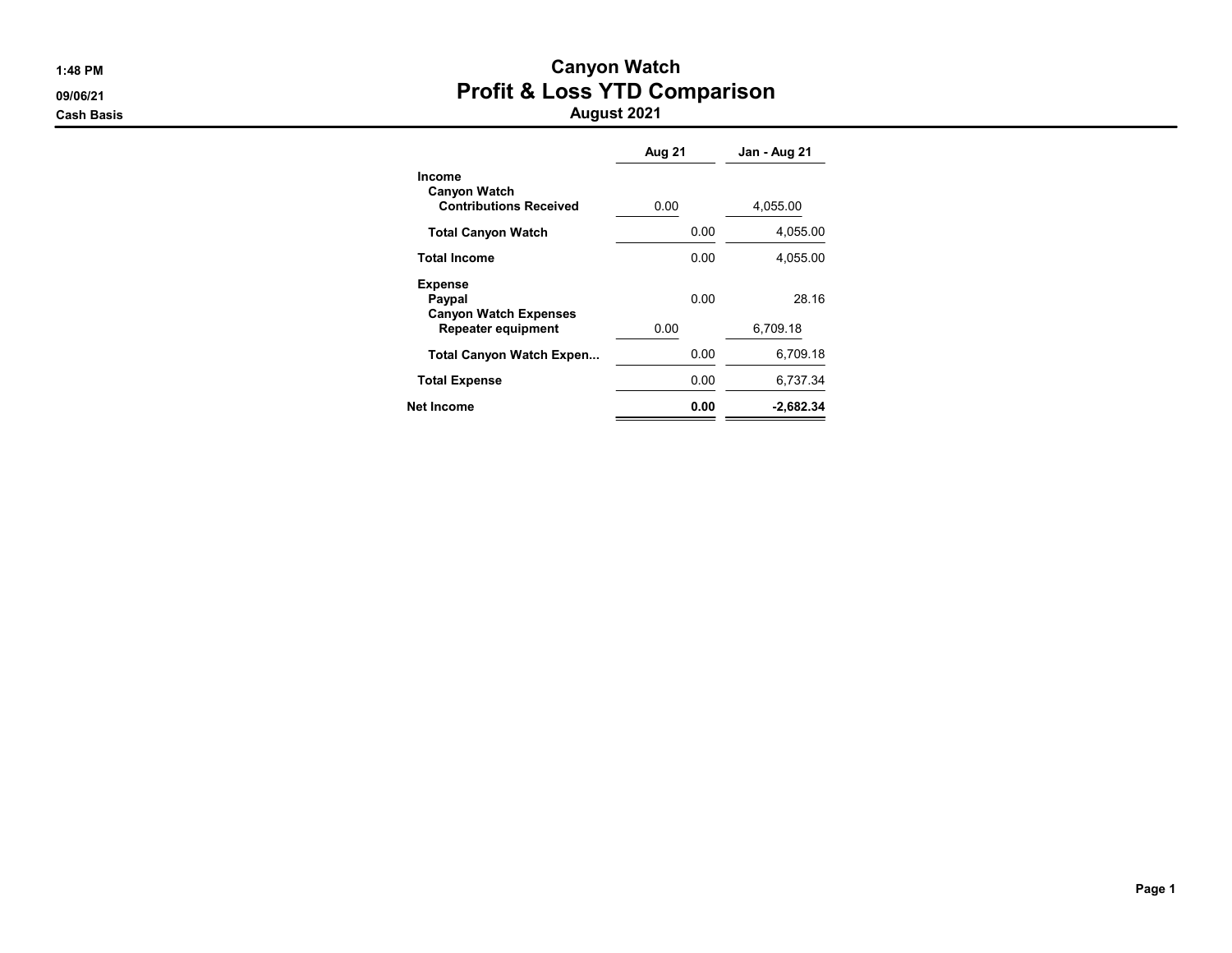1:48 PM
09/06/21
Cash Basis

# Canyon Watch
## Profit & Loss YTD Comparison
### August 2021

| | Aug 21 | Jan - Aug 21 |
|---|---|---|
| **Income** | | |
| **Canyon Watch** | | |
| **Contributions Received** | 0.00 | 4,055.00 |
| **Total Canyon Watch** | 0.00 | 4,055.00 |
| **Total Income** | 0.00 | 4,055.00 |
| **Expense** | | |
| **Paypal** | 0.00 | 28.16 |
| **Canyon Watch Expenses** | | |
| **Repeater equipment** | 0.00 | 6,709.18 |
| **Total Canyon Watch Expen...** | 0.00 | 6,709.18 |
| **Total Expense** | 0.00 | 6,737.34 |
| **Net Income** | **0.00** | **-2,682.34** |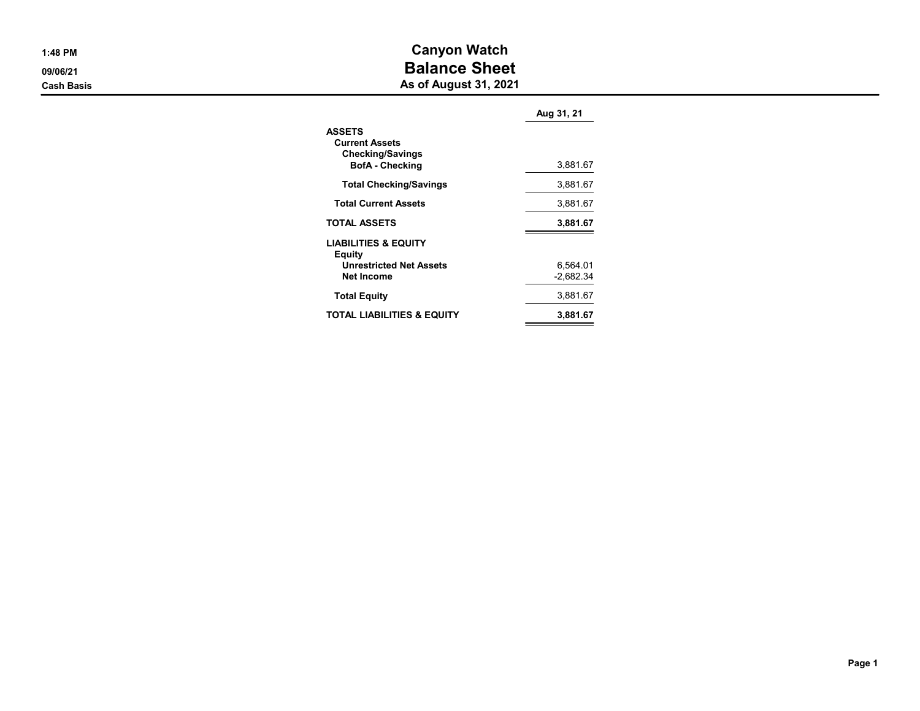# Canyon Watch
## Balance Sheet
### As of August 31, 2021

1:48 PM
09/06/21
Cash Basis

| | Aug 31, 21 |
|---|---|
| **ASSETS** | |
| **Current Assets** | |
| **Checking/Savings** | |
| **BofA - Checking** | 3,881.67 |
| **Total Checking/Savings** | 3,881.67 |
| **Total Current Assets** | 3,881.67 |
| **TOTAL ASSETS** | **3,881.67** |
| **LIABILITIES & EQUITY** | |
| **Equity** | |
| **Unrestricted Net Assets** | 6,564.01 |
| **Net Income** | -2,682.34 |
| **Total Equity** | 3,881.67 |
| **TOTAL LIABILITIES & EQUITY** | **3,881.67** |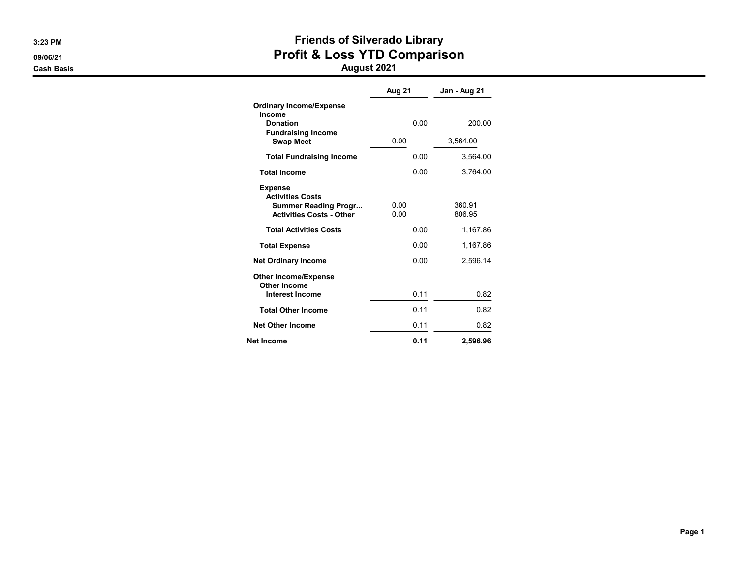3:23 PM
09/06/21
Cash Basis

# Friends of Silverado Library
## Profit & Loss YTD Comparison
### August 2021

| | Aug 21 | Jan - Aug 21 |
|---|---|---|
| **Ordinary Income/Expense** | | |
| **Income** | | |
| **Donation** | 0.00 | 200.00 |
| **Fundraising Income** | | |
| **Swap Meet** | 0.00 | 3,564.00 |
| **Total Fundraising Income** | 0.00 | 3,564.00 |
| **Total Income** | 0.00 | 3,764.00 |
| **Expense** | | |
| **Activities Costs** | | |
| **Summer Reading Progr...** | 0.00 | 360.91 |
| **Activities Costs - Other** | 0.00 | 806.95 |
| **Total Activities Costs** | 0.00 | 1,167.86 |
| **Total Expense** | 0.00 | 1,167.86 |
| **Net Ordinary Income** | 0.00 | 2,596.14 |
| **Other Income/Expense** | | |
| **Other Income** | | |
| **Interest Income** | 0.11 | 0.82 |
| **Total Other Income** | 0.11 | 0.82 |
| **Net Other Income** | 0.11 | 0.82 |
| **Net Income** | **0.11** | **2,596.96** |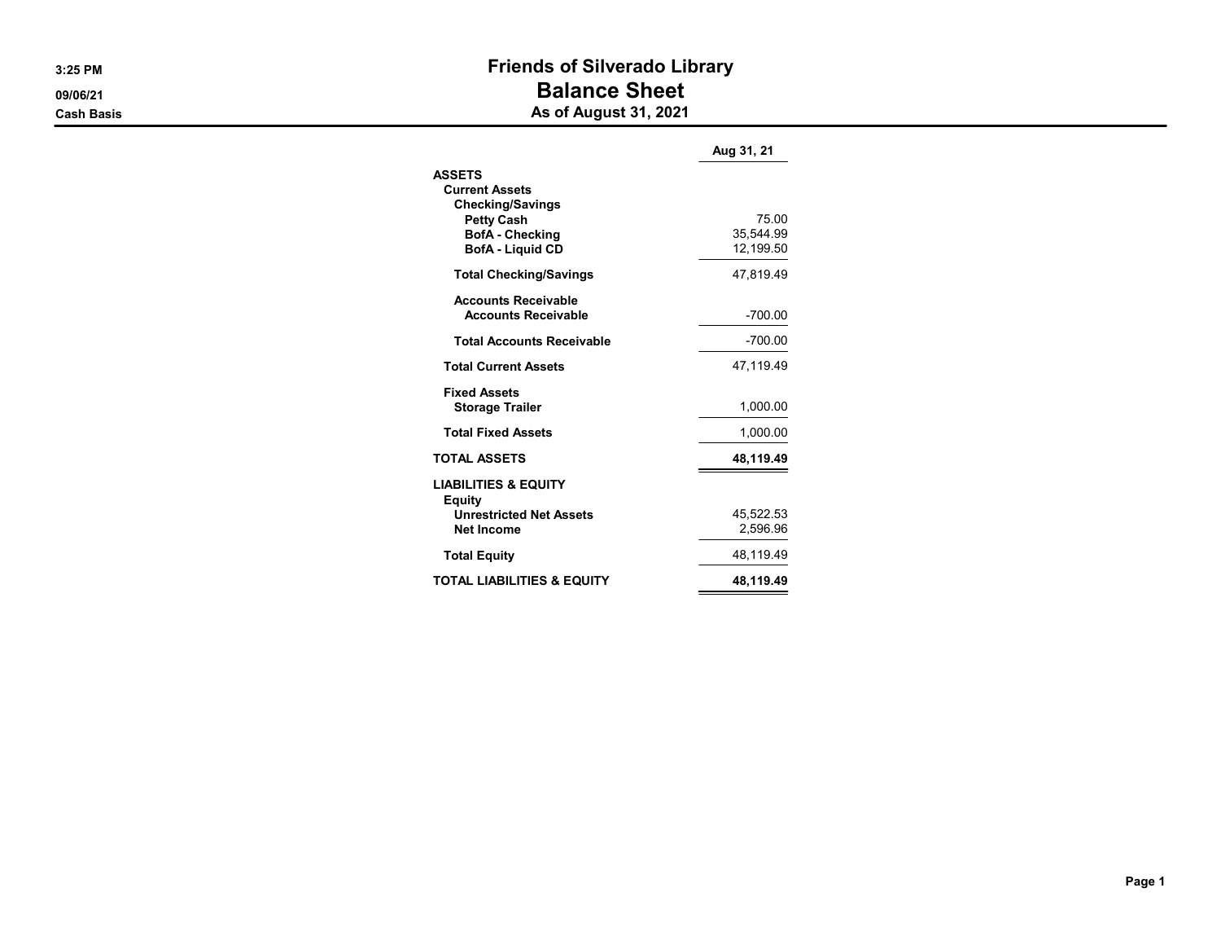# Friends of Silverado Library

## Balance Sheet

### As of August 31, 2021

3:25 PM
09/06/21
Cash Basis

| | Aug 31, 21 |
|---|---|
| **ASSETS** | |
| **Current Assets** | |
| **Checking/Savings** | |
| **Petty Cash** | 75.00 |
| **BofA - Checking** | 35,544.99 |
| **BofA - Liquid CD** | 12,199.50 |
| **Total Checking/Savings** | 47,819.49 |
| **Accounts Receivable** | |
| **Accounts Receivable** | -700.00 |
| **Total Accounts Receivable** | -700.00 |
| **Total Current Assets** | 47,119.49 |
| **Fixed Assets** | |
| **Storage Trailer** | 1,000.00 |
| **Total Fixed Assets** | 1,000.00 |
| **TOTAL ASSETS** | **48,119.49** |
| **LIABILITIES & EQUITY** | |
| **Equity** | |
| **Unrestricted Net Assets** | 45,522.53 |
| **Net Income** | 2,596.96 |
| **Total Equity** | 48,119.49 |
| **TOTAL LIABILITIES & EQUITY** | **48,119.49** |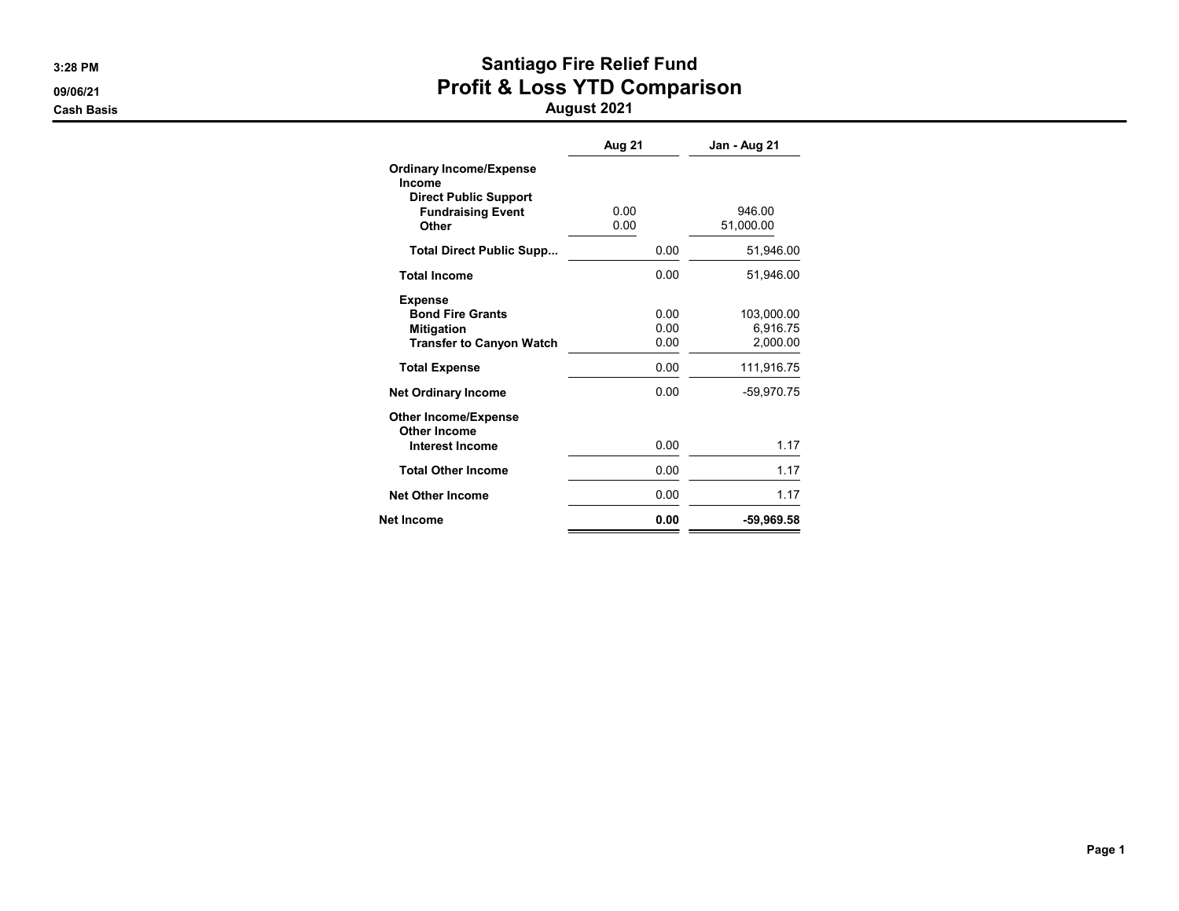3:28 PM
09/06/21
Cash Basis

# Santiago Fire Relief Fund
## Profit & Loss YTD Comparison
### August 2021

| | Aug 21 | Jan - Aug 21 |
|---|---|---|
| **Ordinary Income/Expense** | | |
| **Income** | | |
| **Direct Public Support** | | |
| **Fundraising Event** | 0.00 | 946.00 |
| **Other** | 0.00 | 51,000.00 |
| **Total Direct Public Supp...** | 0.00 | 51,946.00 |
| **Total Income** | 0.00 | 51,946.00 |
| **Expense** | | |
| **Bond Fire Grants** | 0.00 | 103,000.00 |
| **Mitigation** | 0.00 | 6,916.75 |
| **Transfer to Canyon Watch** | 0.00 | 2,000.00 |
| **Total Expense** | 0.00 | 111,916.75 |
| **Net Ordinary Income** | 0.00 | -59,970.75 |
| **Other Income/Expense** | | |
| **Other Income** | | |
| **Interest Income** | 0.00 | 1.17 |
| **Total Other Income** | 0.00 | 1.17 |
| **Net Other Income** | 0.00 | 1.17 |
| **Net Income** | **0.00** | **-59,969.58** |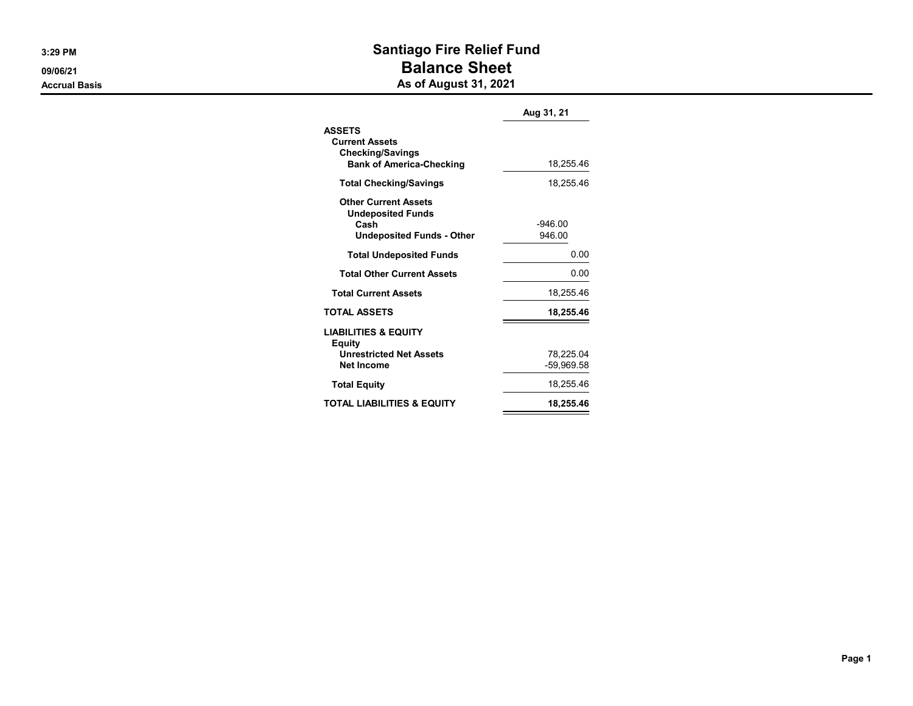3:29 PM

09/06/21

Accrual Basis

# Santiago Fire Relief Fund

## Balance Sheet

### As of August 31, 2021

| | | Aug 31, 21 |
|---|---|---|
| **ASSETS** | | |
| **Current Assets** | | |
| **Checking/Savings** | | |
| **Bank of America-Checking** | | 18,255.46 |
| **Total Checking/Savings** | | 18,255.46 |
| **Other Current Assets** | | |
| **Undeposited Funds** | | |
| **Cash** | -946.00 | |
| **Undeposited Funds - Other** | 946.00 | |
| **Total Undeposited Funds** | | 0.00 |
| **Total Other Current Assets** | | 0.00 |
| **Total Current Assets** | | 18,255.46 |
| **TOTAL ASSETS** | | **18,255.46** |
| **LIABILITIES & EQUITY** | | |
| **Equity** | | |
| **Unrestricted Net Assets** | | 78,225.04 |
| **Net Income** | | -59,969.58 |
| **Total Equity** | | 18,255.46 |
| **TOTAL LIABILITIES & EQUITY** | | **18,255.46** |